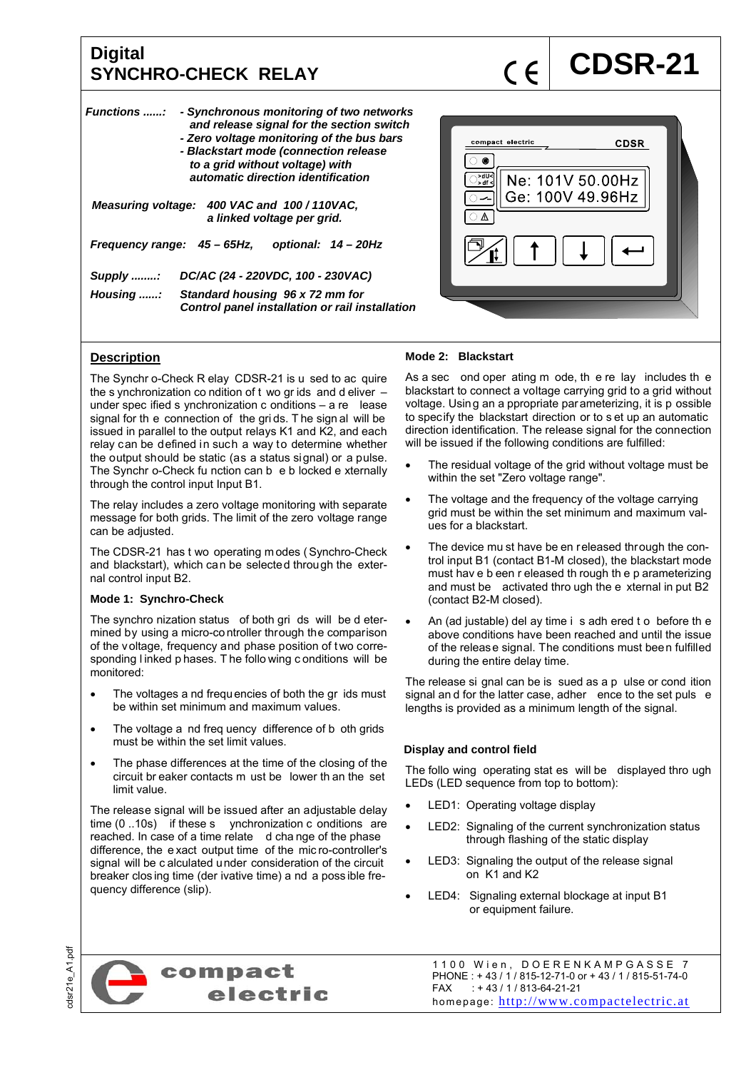# Digital SYNCHRO-CHECK RELAY

# CDSR-21

*Functions ......:* - *Synchronous monitoring of two networks and release signal for the section switch*
- *Zero voltage monitoring of the bus bars*
- *Blackstart mode (connection release to a grid without voltage) with automatic direction identification*

*Measuring voltage:* *400 VAC and 100 / 110VAC, a linked voltage per grid.*

*Frequency range:* *45 – 65Hz, optional: 14 – 20Hz*

*Supply ........:* *DC/AC (24 - 220VDC, 100 - 230VAC)*

*Housing ......:* *Standard housing 96 x 72 mm for Control panel installation or rail installation*

## Description

The Synchro-Check Relay CDSR-21 is used to acquire the synchronization condition of two grids and deliver – under specified synchronization conditions – a release signal for the connection of the grids. The signal will be issued in parallel to the output relays K1 and K2, and each relay can be defined in such a way to determine whether the output should be static (as a status signal) or a pulse. The Synchro-Check function can be locked externally through the control input Input B1.

The relay includes a zero voltage monitoring with separate message for both grids. The limit of the zero voltage range can be adjusted.

The CDSR-21 has two operating modes (Synchro-Check and blackstart), which can be selected through the external control input B2.

### Mode 1: Synchro-Check

The synchronization status of both grids will be determined by using a micro-controller through the comparison of the voltage, frequency and phase position of two corresponding linked phases. The following conditions will be monitored:

- The voltages and frequencies of both the grids must be within set minimum and maximum values.
- The voltage and frequency difference of both grids must be within the set limit values.
- The phase differences at the time of the closing of the circuit breaker contacts must be lower than the set limit value.

The release signal will be issued after an adjustable delay time (0 ..10s) if these synchronization conditions are reached. In case of a time related change of the phase difference, the exact output time of the micro-controller's signal will be calculated under consideration of the circuit breaker closing time (derivative time) and a possible frequency difference (slip).

### Mode 2: Blackstart

As a second operating mode, the relay includes the blackstart to connect a voltage carrying grid to a grid without voltage. Using an appropriate parameterizing, it is possible to specify the blackstart direction or to set up an automatic direction identification. The release signal for the connection will be issued if the following conditions are fulfilled:

- The residual voltage of the grid without voltage must be within the set "Zero voltage range".
- The voltage and the frequency of the voltage carrying grid must be within the set minimum and maximum values for a blackstart.
- The device must have been released through the control input B1 (contact B1-M closed), the blackstart mode must have been released through the parameterizing and must be activated through the external input B2 (contact B2-M closed).
- An (adjustable) delay time is adhered to before the above conditions have been reached and until the issue of the release signal. The conditions must been fulfilled during the entire delay time.

The release signal can be issued as a pulse or condition signal and for the latter case, adherence to the set pulse lengths is provided as a minimum length of the signal.

### Display and control field

The following operating states will be displayed through LEDs (LED sequence from top to bottom):

- LED1: Operating voltage display
- LED2: Signaling of the current synchronization status through flashing of the static display
- LED3: Signaling the output of the release signal on K1 and K2
- LED4: Signaling external blockage at input B1 or equipment failure.

compact electric

1100 Wien, DOERENKAMPGASSE 7
PHONE : + 43 / 1 / 815-12-71-0 or + 43 / 1 / 815-51-74-0
FAX : + 43 / 1 / 813-64-21-21
homepage: http://www.compactelectric.at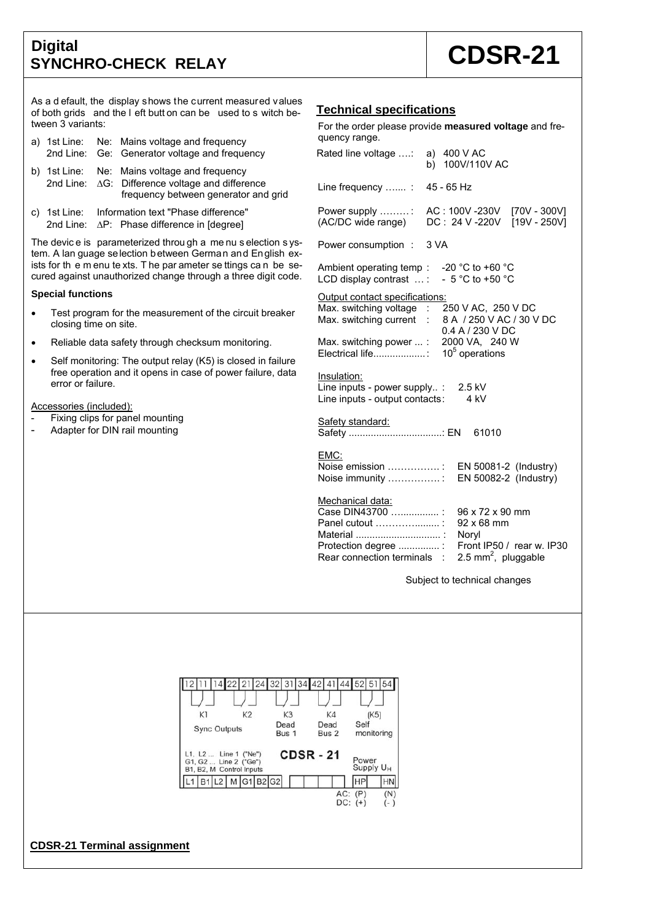# Digital SYNCHRO-CHECK RELAY

# CDSR-21

As a default, the display shows the current measured values of both grids and the left button can be used to switch between 3 variants:

a) 1st Line: Ne: Mains voltage and frequency
   2nd Line: Ge: Generator voltage and frequency

b) 1st Line: Ne: Mains voltage and frequency
   2nd Line: ΔG: Difference voltage and difference frequency between generator and grid

c) 1st Line: Information text "Phase difference"
   2nd Line: ΔP: Phase difference in [degree]

The device is parameterized through a menu selection system. A language selection between German and English exists for the menu texts. The parameter settings can be secured against unauthorized change through a three digit code.

### Special functions

- Test program for the measurement of the circuit breaker closing time on site.
- Reliable data safety through checksum monitoring.
- Self monitoring: The output relay (K5) is closed in failure free operation and it opens in case of power failure, data error or failure.

Accessories (included):

- Fixing clips for panel mounting
- Adapter for DIN rail mounting

## Technical specifications

For the order please provide **measured voltage** and frequency range.

Rated line voltage ….: a) 400 V AC
b) 100V/110V AC

Line frequency ….... : 45 - 65 Hz

Power supply ……… : AC : 100V -230V [70V - 300V]
(AC/DC wide range) DC : 24 V -220V [19V - 250V]

Power consumption : 3 VA

Ambient operating temp : -20 °C to +60 °C
LCD display contrast … : - 5 °C to +50 °C

Output contact specifications:
Max. switching voltage : 250 V AC, 250 V DC
Max. switching current : 8 A / 250 V AC / 30 V DC
0.4 A / 230 V DC
Max. switching power ... : 2000 VA, 240 W
Electrical life..................: $10^5$ operations

Insulation:
Line inputs - power supply.. : 2.5 kV
Line inputs - output contacts: 4 kV

Safety standard:
Safety ..................................: EN 61010

EMC:
Noise emission ……………. : EN 50081-2 (Industry)
Noise immunity ……………. : EN 50082-2 (Industry)

Mechanical data:
Case DIN43700 ................ : 96 x 72 x 90 mm
Panel cutout ………….......... : 92 x 68 mm
Material ............................... : Noryl
Protection degree ............... : Front IP50 / rear w. IP30
Rear connection terminals : 2.5 $mm^2$, pluggable

Subject to technical changes

| 12 | 11 | 14 | 22 | 21 | 24 | 32 | 31 | 34 | 42 | 41 | 44 | 52 | 51 | 54 |
|---|---|---|---|---|---|---|---|---|---|---|---|---|---|---|
| K1 | | | K2 | | | K3 Dead Bus 1 | | | K4 Dead Bus 2 | | | (K5) Self monitoring | | |
| Sync Outputs | | | | | | | | | | | | | | |

L1, L2 ... Line 1 ("Ne")
G1, G2 ... Line 2 ("Ge")
B1, B2, M Control inputs

CDSR - 21

Power Supply $U_H$

| L1 | B1 | L2 | M | G1 | B2 | G2 | | | | | | HP | | HN |
|---|---|---|---|---|---|---|---|---|---|---|---|---|---|---|

AC: (P) (N)
DC: (+) (-)

**CDSR-21 Terminal assignment**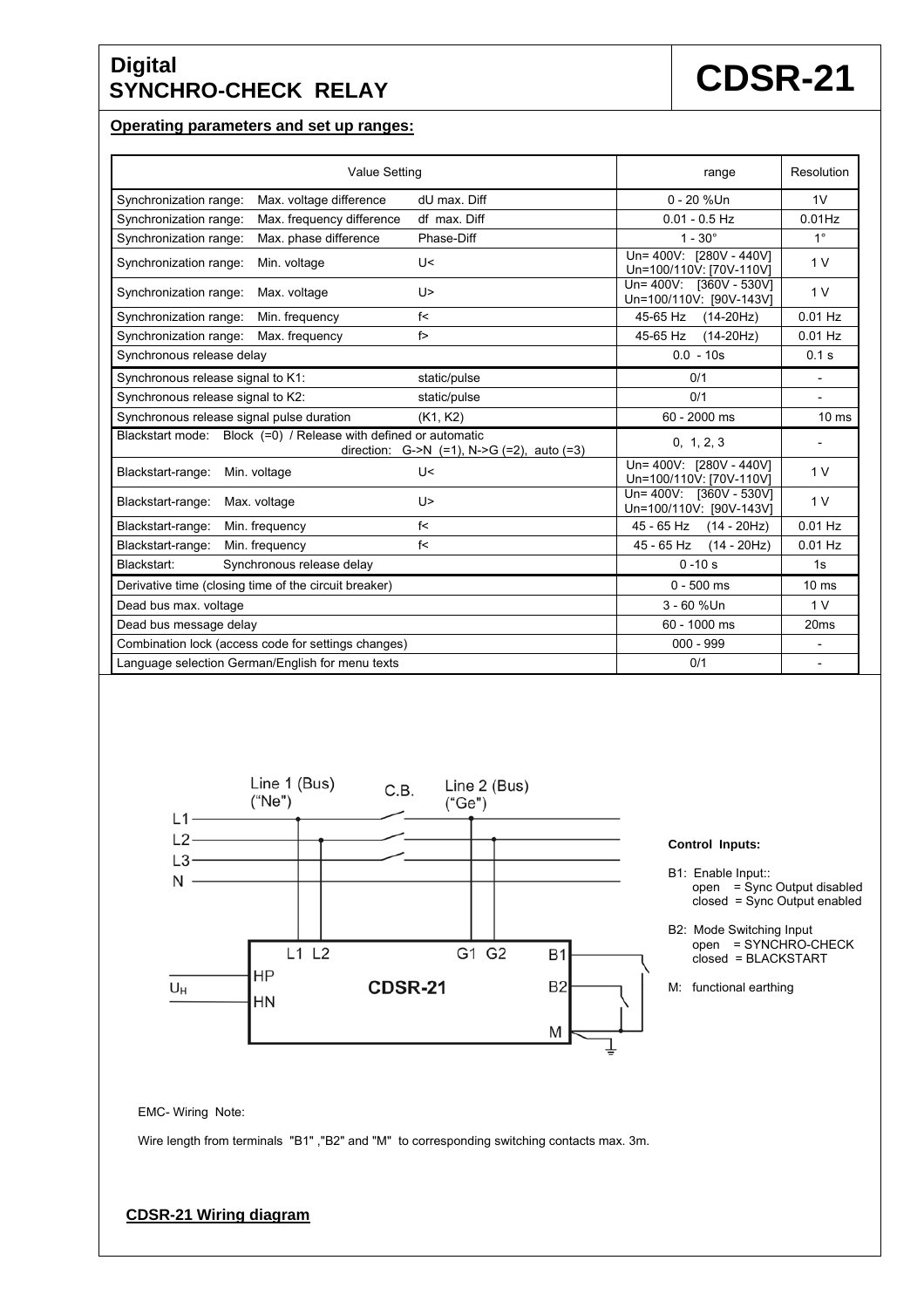# Digital SYNCHRO-CHECK RELAY

# CDSR-21

## Operating parameters and set up ranges:

| Value Setting | | | range | Resolution |
|---|---|---|---|---|
| Synchronization range: | Max. voltage difference | dU max. Diff | 0 - 20 %Un | 1V |
| Synchronization range: | Max. frequency difference | df max. Diff | 0.01 - 0.5 Hz | 0.01Hz |
| Synchronization range: | Max. phase difference | Phase-Diff | 1 - 30° | 1° |
| Synchronization range: | Min. voltage | U< | Un= 400V: [280V - 440V] Un=100/110V: [70V-110V] | 1 V |
| Synchronization range: | Max. voltage | U> | Un= 400V: [360V - 530V] Un=100/110V: [90V-143V] | 1 V |
| Synchronization range: | Min. frequency | f< | 45-65 Hz (14-20Hz) | 0.01 Hz |
| Synchronization range: | Max. frequency | f> | 45-65 Hz (14-20Hz) | 0.01 Hz |
| Synchronous release delay | | | 0.0 - 10s | 0.1 s |
| Synchronous release signal to K1: | | static/pulse | 0/1 | - |
| Synchronous release signal to K2: | | static/pulse | 0/1 | - |
| Synchronous release signal pulse duration | | (K1, K2) | 60 - 2000 ms | 10 ms |
| Blackstart mode: Block (=0) / Release with defined or automatic direction: G->N (=1), N->G (=2), auto (=3) | | | 0, 1, 2, 3 | - |
| Blackstart-range: | Min. voltage | U< | Un= 400V: [280V - 440V] Un=100/110V: [70V-110V] | 1 V |
| Blackstart-range: | Max. voltage | U> | Un= 400V: [360V - 530V] Un=100/110V: [90V-143V] | 1 V |
| Blackstart-range: | Min. frequency | f< | 45 - 65 Hz (14 - 20Hz) | 0.01 Hz |
| Blackstart-range: | Min. frequency | f< | 45 - 65 Hz (14 - 20Hz) | 0.01 Hz |
| Blackstart: | Synchronous release delay | | 0 -10 s | 1s |
| Derivative time (closing time of the circuit breaker) | | | 0 - 500 ms | 10 ms |
| Dead bus max. voltage | | | 3 - 60 %Un | 1 V |
| Dead bus message delay | | | 60 - 1000 ms | 20ms |
| Combination lock (access code for settings changes) | | | 000 - 999 | - |
| Language selection German/English for menu texts | | | 0/1 | - |

Line 1 (Bus) ("Ne") C.B. Line 2 (Bus) ("Ge")

L1 L2 L3 N

L1 L2 G1 G2 B1 B2 M HP HN $U_H$ CDSR-21

**Control Inputs:**

B1: Enable Input::
open = Sync Output disabled
closed = Sync Output enabled

B2: Mode Switching Input
open = SYNCHRO-CHECK
closed = BLACKSTART

M: functional earthing

EMC- Wiring Note:

Wire length from terminals "B1" ,"B2" and "M" to corresponding switching contacts max. 3m.

**CDSR-21 Wiring diagram**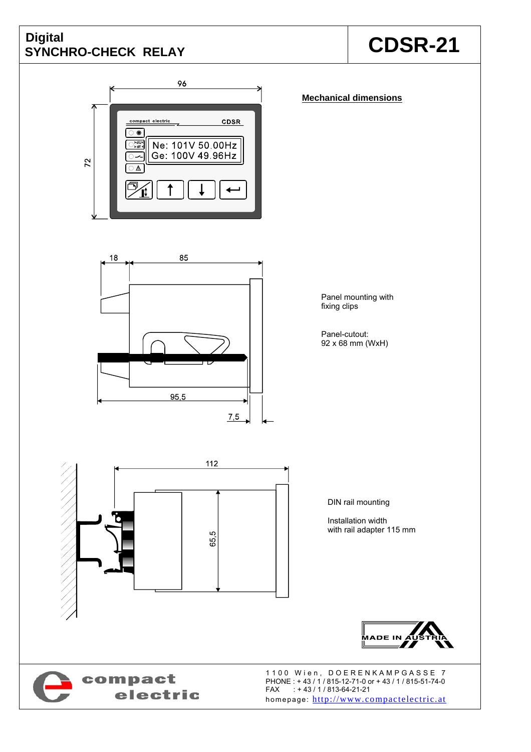# Digital SYNCHRO-CHECK RELAY

# CDSR-21

**Mechanical dimensions**

96

72

compact electric

CDSR

Ne: 101V 50.00Hz
Ge: 100V 49.96Hz

18

85

95,5

7,5

Panel mounting with fixing clips

Panel-cutout:
92 x 68 mm (WxH)

112

65,5

DIN rail mounting

Installation width
with rail adapter 115 mm

MADE IN AUSTRIA

compact electric

1100 Wien, DOERENKAMPGASSE 7
PHONE : + 43 / 1 / 815-12-71-0 or + 43 / 1 / 815-51-74-0
FAX : + 43 / 1 / 813-64-21-21
homepage: http://www.compactelectric.at